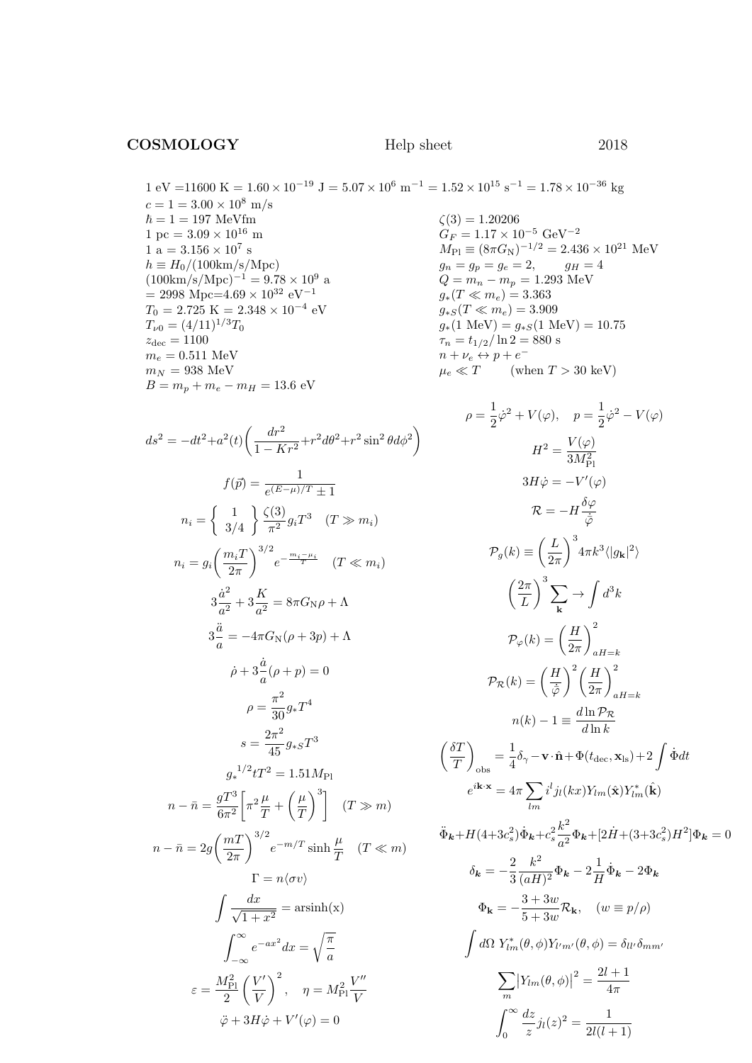**COSMOLOGY** Help sheet 2018

1 eV $=11600$ K $= 1.60 \times 10^{-19}$ J $= 5.07 \times 10^{6}$ m$^{-1}$ $= 1.52 \times 10^{15}$ s$^{-1}$ $= 1.78 \times 10^{-36}$ kg

$c = 1 = 3.00 \times 10^{8}$ m/s

$\hbar = 1 = 197$ MeVfm

1 pc $= 3.09 \times 10^{16}$ m

1 a $= 3.156 \times 10^{7}$ s

$h \equiv H_0/(100\text{km/s/Mpc})$

$(100\text{km/s/Mpc})^{-1} = 9.78 \times 10^{9}$ a

$= 2998$ Mpc$=4.69 \times 10^{32}$ eV$^{-1}$

$T_0 = 2.725$ K $= 2.348 \times 10^{-4}$ eV

$T_{\nu 0} = (4/11)^{1/3} T_0$

$z_{\rm dec} = 1100$

$m_e = 0.511$ MeV

$m_N = 938$ MeV

$B = m_p + m_e - m_H = 13.6$ eV

$\zeta(3) = 1.20206$

$G_F = 1.17 \times 10^{-5}$ GeV$^{-2}$

$M_{\rm Pl} \equiv (8\pi G_{\rm N})^{-1/2} = 2.436 \times 10^{21}$ MeV

$g_n = g_p = g_e = 2, \qquad g_H = 4$

$Q = m_n - m_p = 1.293$ MeV

$g_*(T \ll m_e) = 3.363$

$g_{*S}(T \ll m_e) = 3.909$

$g_*(1\text{ MeV}) = g_{*S}(1\text{ MeV}) = 10.75$

$\tau_n = t_{1/2}/\ln 2 = 880$ s

$n + \nu_e \leftrightarrow p + e^-$

$\mu_e \ll T \qquad$ (when $T > 30$ keV)

$$ds^2 = -dt^2 + a^2(t)\left(\frac{dr^2}{1-Kr^2} + r^2 d\theta^2 + r^2 \sin^2\theta d\phi^2\right)$$

$$f(\vec{p}) = \frac{1}{e^{(E-\mu)/T} \pm 1}$$

$$n_i = \left\{ \begin{array}{c} 1 \\ 3/4 \end{array} \right\} \frac{\zeta(3)}{\pi^2} g_i T^3 \quad (T \gg m_i)$$

$$n_i = g_i \left(\frac{m_i T}{2\pi}\right)^{3/2} e^{-\frac{m_i - \mu_i}{T}} \quad (T \ll m_i)$$

$$3\frac{\dot{a}^2}{a^2} + 3\frac{K}{a^2} = 8\pi G_{\rm N} \rho + \Lambda$$

$$3\frac{\ddot{a}}{a} = -4\pi G_{\rm N}(\rho + 3p) + \Lambda$$

$$\dot{\rho} + 3\frac{\dot{a}}{a}(\rho + p) = 0$$

$$\rho = \frac{\pi^2}{30} g_* T^4$$

$$s = \frac{2\pi^2}{45} g_{*S} T^3$$

$$g_*^{\,1/2} t T^2 = 1.51 M_{\rm Pl}$$

$$n - \bar{n} = \frac{gT^3}{6\pi^2}\left[\pi^2 \frac{\mu}{T} + \left(\frac{\mu}{T}\right)^3\right] \quad (T \gg m)$$

$$n - \bar{n} = 2g\left(\frac{mT}{2\pi}\right)^{3/2} e^{-m/T} \sinh\frac{\mu}{T} \quad (T \ll m)$$

$$\Gamma = n\langle \sigma v \rangle$$

$$\int \frac{dx}{\sqrt{1+x^2}} = \text{arsinh(x)}$$

$$\int_{-\infty}^{\infty} e^{-ax^2} dx = \sqrt{\frac{\pi}{a}}$$

$$\varepsilon = \frac{M_{\rm Pl}^2}{2}\left(\frac{V'}{V}\right)^2, \quad \eta = M_{\rm Pl}^2 \frac{V''}{V}$$

$$\ddot{\varphi} + 3H\dot{\varphi} + V'(\varphi) = 0$$

$$\rho = \frac{1}{2}\dot{\varphi}^2 + V(\varphi), \quad p = \frac{1}{2}\dot{\varphi}^2 - V(\varphi)$$

$$H^2 = \frac{V(\varphi)}{3M_{\rm Pl}^2}$$

$$3H\dot{\varphi} = -V'(\varphi)$$

$$\mathcal{R} = -H\frac{\delta\varphi}{\dot{\varphi}}$$

$$\mathcal{P}_g(k) \equiv \left(\frac{L}{2\pi}\right)^3 4\pi k^3 \langle |g_{\mathbf{k}}|^2 \rangle$$

$$\left(\frac{2\pi}{L}\right)^3 \sum_{\mathbf{k}} \to \int d^3k$$

$$\mathcal{P}_\varphi(k) = \left(\frac{H}{2\pi}\right)^2_{aH=k}$$

$$\mathcal{P}_{\mathcal{R}}(k) = \left(\frac{H}{\dot{\varphi}}\right)^2 \left(\frac{H}{2\pi}\right)^2_{aH=k}$$

$$n(k) - 1 \equiv \frac{d\ln \mathcal{P}_{\mathcal{R}}}{d\ln k}$$

$$\left(\frac{\delta T}{T}\right)_{\rm obs} = \frac{1}{4}\delta_\gamma - \mathbf{v}\cdot\hat{\mathbf{n}} + \Phi(t_{\rm dec}, \mathbf{x}_{\rm ls}) + 2\int \dot{\Phi} dt$$

$$e^{i\mathbf{k}\cdot\mathbf{x}} = 4\pi \sum_{lm} i^l j_l(kx) Y_{lm}(\hat{\mathbf{x}}) Y^*_{lm}(\hat{\mathbf{k}})$$

$$\ddot{\Phi}_{\boldsymbol{k}} + H(4+3c_s^2)\dot{\Phi}_{\boldsymbol{k}} + c_s^2 \frac{k^2}{a^2}\Phi_{\boldsymbol{k}} + [2\dot{H} + (3+3c_s^2)H^2]\Phi_{\boldsymbol{k}} = 0$$

$$\delta_{\boldsymbol{k}} = -\frac{2}{3}\frac{k^2}{(aH)^2}\Phi_{\boldsymbol{k}} - 2\frac{1}{H}\dot{\Phi}_{\boldsymbol{k}} - 2\Phi_{\boldsymbol{k}}$$

$$\Phi_{\boldsymbol{k}} = -\frac{3+3w}{5+3w}\mathcal{R}_{\boldsymbol{k}}, \quad (w \equiv p/\rho)$$

$$\int d\Omega\, Y^*_{lm}(\theta,\phi) Y_{l'm'}(\theta,\phi) = \delta_{ll'}\delta_{mm'}$$

$$\sum_m \left|Y_{lm}(\theta,\phi)\right|^2 = \frac{2l+1}{4\pi}$$

$$\int_0^\infty \frac{dz}{z} j_l(z)^2 = \frac{1}{2l(l+1)}$$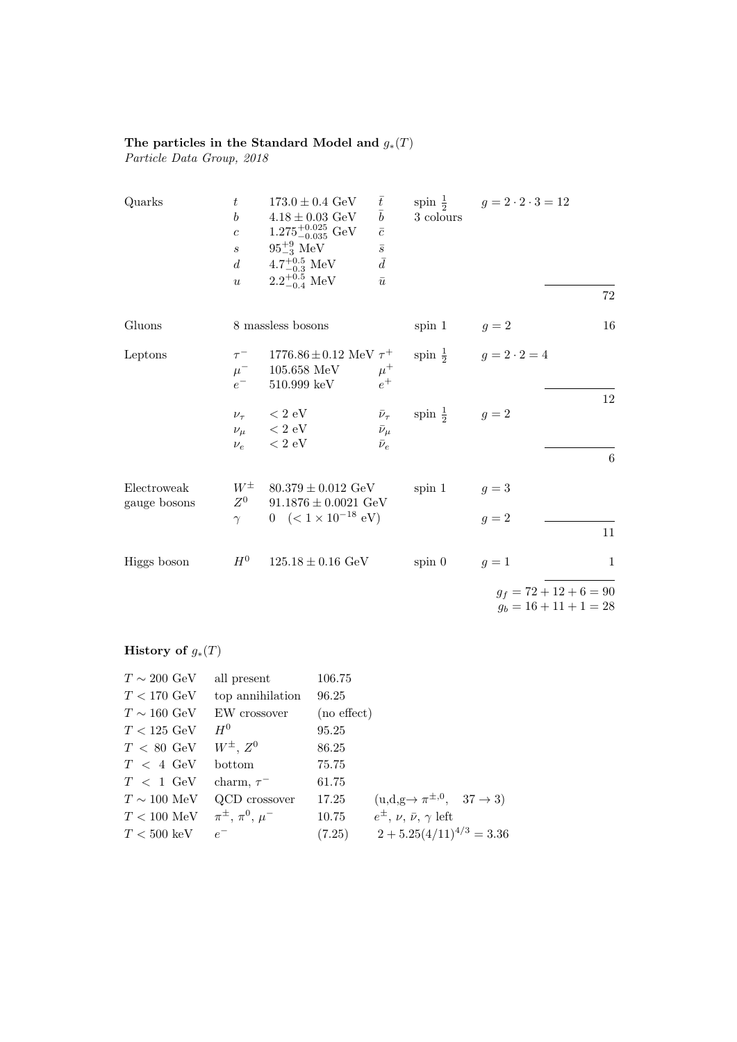**The particles in the Standard Model and $g_*(T)$**

*Particle Data Group, 2018*

| | | | | | | |
|---|---|---|---|---|---|---|
| Quarks | $t$ | $173.0 \pm 0.4$ GeV | $\bar{t}$ | spin $\frac{1}{2}$ | $g = 2 \cdot 2 \cdot 3 = 12$ | |
| | $b$ | $4.18 \pm 0.03$ GeV | $\bar{b}$ | 3 colours | | |
| | $c$ | $1.275^{+0.025}_{-0.035}$ GeV | $\bar{c}$ | | | |
| | $s$ | $95^{+9}_{-3}$ MeV | $\bar{s}$ | | | |
| | $d$ | $4.7^{+0.5}_{-0.3}$ MeV | $\bar{d}$ | | | |
| | $u$ | $2.2^{+0.5}_{-0.4}$ MeV | $\bar{u}$ | | | |
| | | | | | | 72 |
| Gluons | | 8 massless bosons | | spin 1 | $g = 2$ | 16 |
| Leptons | $\tau^-$ | $1776.86 \pm 0.12$ MeV | $\tau^+$ | spin $\frac{1}{2}$ | $g = 2 \cdot 2 = 4$ | |
| | $\mu^-$ | 105.658 MeV | $\mu^+$ | | | |
| | $e^-$ | 510.999 keV | $e^+$ | | | |
| | | | | | | 12 |
| | $\nu_\tau$ | $< 2$ eV | $\bar{\nu}_\tau$ | spin $\frac{1}{2}$ | $g = 2$ | |
| | $\nu_\mu$ | $< 2$ eV | $\bar{\nu}_\mu$ | | | |
| | $\nu_e$ | $< 2$ eV | $\bar{\nu}_e$ | | | |
| | | | | | | 6 |
| Electroweak gauge bosons | $W^\pm$ | $80.379 \pm 0.012$ GeV | | spin 1 | $g = 3$ | |
| | $Z^0$ | $91.1876 \pm 0.0021$ GeV | | | | |
| | $\gamma$ | $0 \quad (< 1 \times 10^{-18}$ eV$)$ | | | $g = 2$ | |
| | | | | | | 11 |
| Higgs boson | $H^0$ | $125.18 \pm 0.16$ GeV | | spin 0 | $g = 1$ | 1 |

$g_f = 72 + 12 + 6 = 90$

$g_b = 16 + 11 + 1 = 28$

**History of $g_*(T)$**

| | | | |
|---|---|---|---|
| $T \sim 200$ GeV | all present | 106.75 | |
| $T < 170$ GeV | top annihilation | 96.25 | |
| $T \sim 160$ GeV | EW crossover | (no effect) | |
| $T < 125$ GeV | $H^0$ | 95.25 | |
| $T < 80$ GeV | $W^\pm$, $Z^0$ | 86.25 | |
| $T < 4$ GeV | bottom | 75.75 | |
| $T < 1$ GeV | charm, $\tau^-$ | 61.75 | |
| $T \sim 100$ MeV | QCD crossover | 17.25 | (u,d,g$\rightarrow \pi^{\pm,0}$, $\quad 37 \rightarrow 3$) |
| $T < 100$ MeV | $\pi^\pm$, $\pi^0$, $\mu^-$ | 10.75 | $e^\pm$, $\nu$, $\bar{\nu}$, $\gamma$ left |
| $T < 500$ keV | $e^-$ | (7.25) | $2 + 5.25(4/11)^{4/3} = 3.36$ |